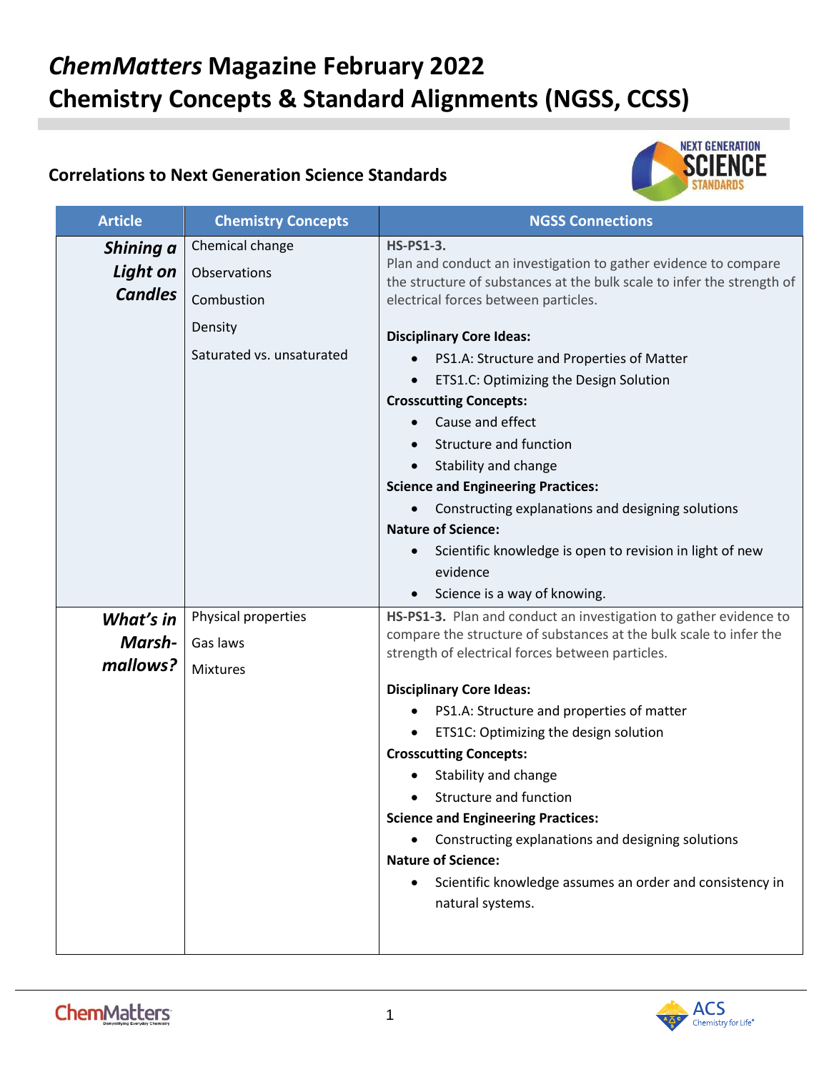# *ChemMatters* Magazine February 2022
# Chemistry Concepts & Standard Alignments (NGSS, CCSS)

## Correlations to Next Generation Science Standards

| Article | Chemistry Concepts | NGSS Connections |
|---|---|---|
| ***Shining a Light on Candles*** | Chemical change<br>Observations<br>Combustion<br>Density<br>Saturated vs. unsaturated | **HS-PS1-3.**<br>Plan and conduct an investigation to gather evidence to compare the structure of substances at the bulk scale to infer the strength of electrical forces between particles.<br><br>**Disciplinary Core Ideas:**<br>• PS1.A: Structure and Properties of Matter<br>• ETS1.C: Optimizing the Design Solution<br>**Crosscutting Concepts:**<br>• Cause and effect<br>• Structure and function<br>• Stability and change<br>**Science and Engineering Practices:**<br>• Constructing explanations and designing solutions<br>**Nature of Science:**<br>• Scientific knowledge is open to revision in light of new evidence<br>• Science is a way of knowing. |
| ***What's in Marsh-mallows?*** | Physical properties<br>Gas laws<br>Mixtures | **HS-PS1-3.** Plan and conduct an investigation to gather evidence to compare the structure of substances at the bulk scale to infer the strength of electrical forces between particles.<br><br>**Disciplinary Core Ideas:**<br>• PS1.A: Structure and properties of matter<br>• ETS1C: Optimizing the design solution<br>**Crosscutting Concepts:**<br>• Stability and change<br>• Structure and function<br>**Science and Engineering Practices:**<br>• Constructing explanations and designing solutions<br>**Nature of Science:**<br>• Scientific knowledge assumes an order and consistency in natural systems. |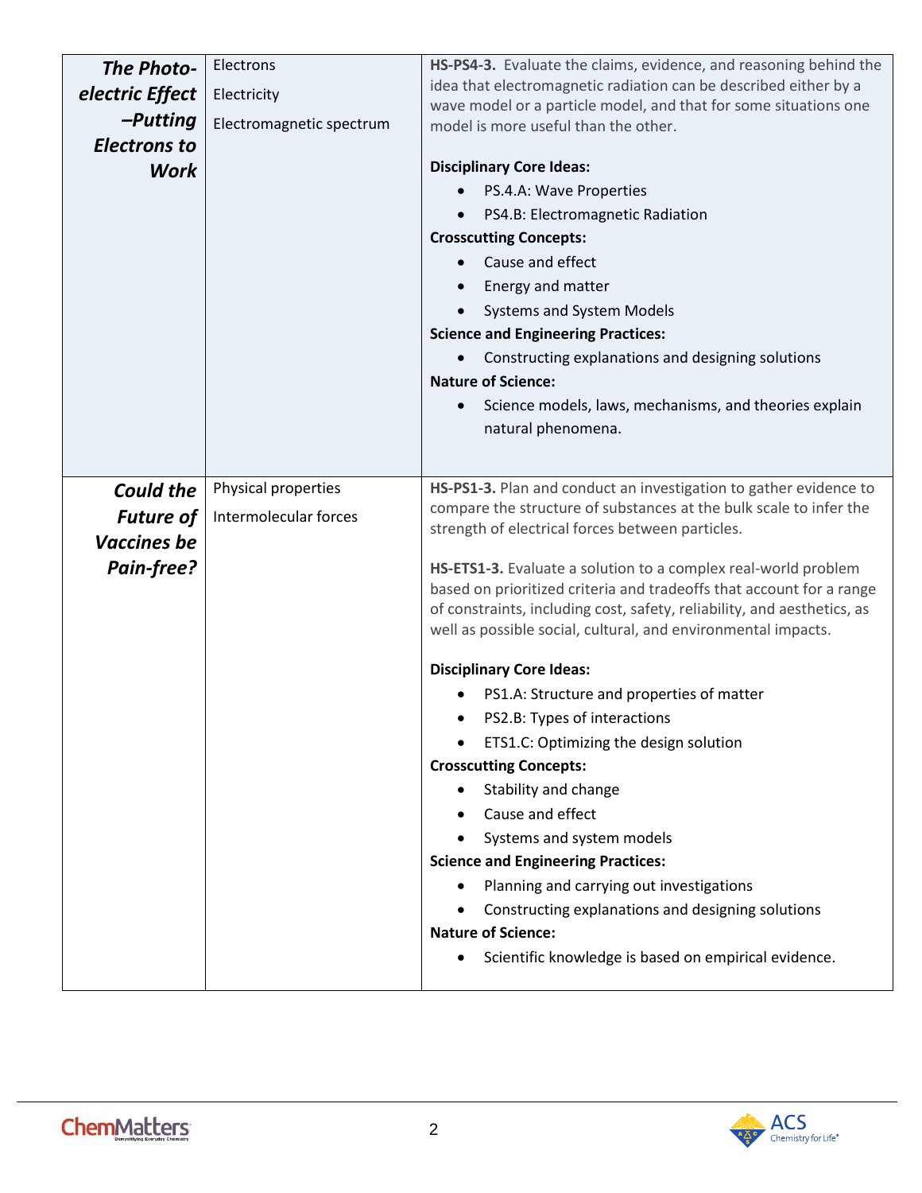| | | |
|---|---|---|
| ***The Photo-electric Effect –Putting Electrons to Work*** | Electrons<br>Electricity<br>Electromagnetic spectrum | **HS-PS4-3.** Evaluate the claims, evidence, and reasoning behind the idea that electromagnetic radiation can be described either by a wave model or a particle model, and that for some situations one model is more useful than the other.<br><br>**Disciplinary Core Ideas:**<br>• PS.4.A: Wave Properties<br>• PS4.B: Electromagnetic Radiation<br>**Crosscutting Concepts:**<br>• Cause and effect<br>• Energy and matter<br>• Systems and System Models<br>**Science and Engineering Practices:**<br>• Constructing explanations and designing solutions<br>**Nature of Science:**<br>• Science models, laws, mechanisms, and theories explain natural phenomena. |
| ***Could the Future of Vaccines be Pain-free?*** | Physical properties<br>Intermolecular forces | **HS-PS1-3.** Plan and conduct an investigation to gather evidence to compare the structure of substances at the bulk scale to infer the strength of electrical forces between particles.<br><br>**HS-ETS1-3.** Evaluate a solution to a complex real-world problem based on prioritized criteria and tradeoffs that account for a range of constraints, including cost, safety, reliability, and aesthetics, as well as possible social, cultural, and environmental impacts.<br><br>**Disciplinary Core Ideas:**<br>• PS1.A: Structure and properties of matter<br>• PS2.B: Types of interactions<br>• ETS1.C: Optimizing the design solution<br>**Crosscutting Concepts:**<br>• Stability and change<br>• Cause and effect<br>• Systems and system models<br>**Science and Engineering Practices:**<br>• Planning and carrying out investigations<br>• Constructing explanations and designing solutions<br>**Nature of Science:**<br>• Scientific knowledge is based on empirical evidence. |